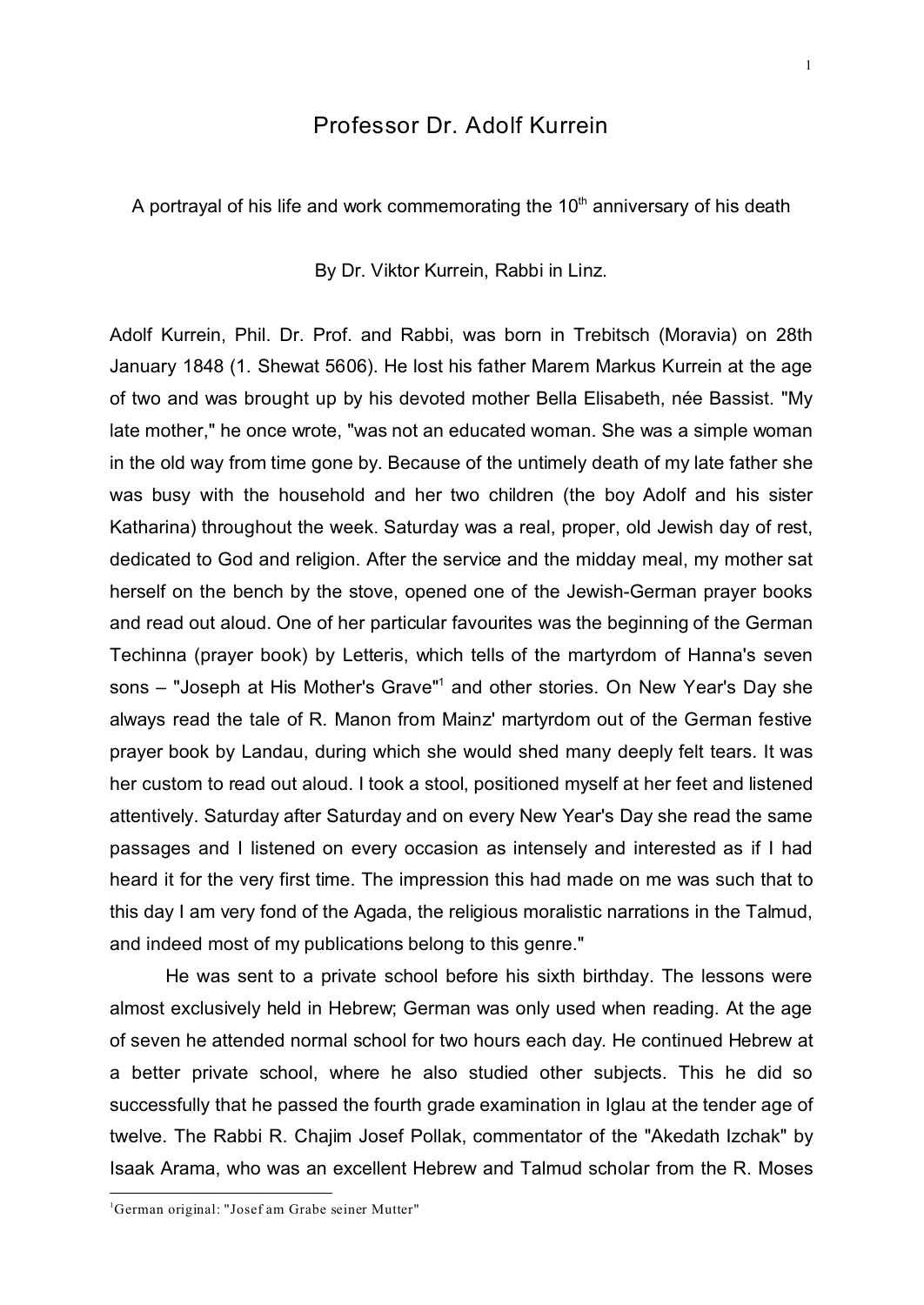# Professor Dr. Adolf Kurrein

A portrayal of his life and work commemorating the 10th anniversary of his death

By Dr. Viktor Kurrein, Rabbi in Linz.

Adolf Kurrein, Phil. Dr. Prof. and Rabbi, was born in Trebitsch (Moravia) on 28th January 1848 (1. Shewat 5606). He lost his father Marem Markus Kurrein at the age of two and was brought up by his devoted mother Bella Elisabeth, née Bassist. "My late mother," he once wrote, "was not an educated woman. She was a simple woman in the old way from time gone by. Because of the untimely death of my late father she was busy with the household and her two children (the boy Adolf and his sister Katharina) throughout the week. Saturday was a real, proper, old Jewish day of rest, dedicated to God and religion. After the service and the midday meal, my mother sat herself on the bench by the stove, opened one of the Jewish-German prayer books and read out aloud. One of her particular favourites was the beginning of the German Techinna (prayer book) by Letteris, which tells of the martyrdom of Hanna's seven sons – "Joseph at His Mother's Grave"[1] and other stories. On New Year's Day she always read the tale of R. Manon from Mainz' martyrdom out of the German festive prayer book by Landau, during which she would shed many deeply felt tears. It was her custom to read out aloud. I took a stool, positioned myself at her feet and listened attentively. Saturday after Saturday and on every New Year's Day she read the same passages and I listened on every occasion as intensely and interested as if I had heard it for the very first time. The impression this had made on me was such that to this day I am very fond of the Agada, the religious moralistic narrations in the Talmud, and indeed most of my publications belong to this genre."

He was sent to a private school before his sixth birthday. The lessons were almost exclusively held in Hebrew; German was only used when reading. At the age of seven he attended normal school for two hours each day. He continued Hebrew at a better private school, where he also studied other subjects. This he did so successfully that he passed the fourth grade examination in Iglau at the tender age of twelve. The Rabbi R. Chajim Josef Pollak, commentator of the "Akedath Izchak" by Isaak Arama, who was an excellent Hebrew and Talmud scholar from the R. Moses

[1] German original: "Josef am Grabe seiner Mutter"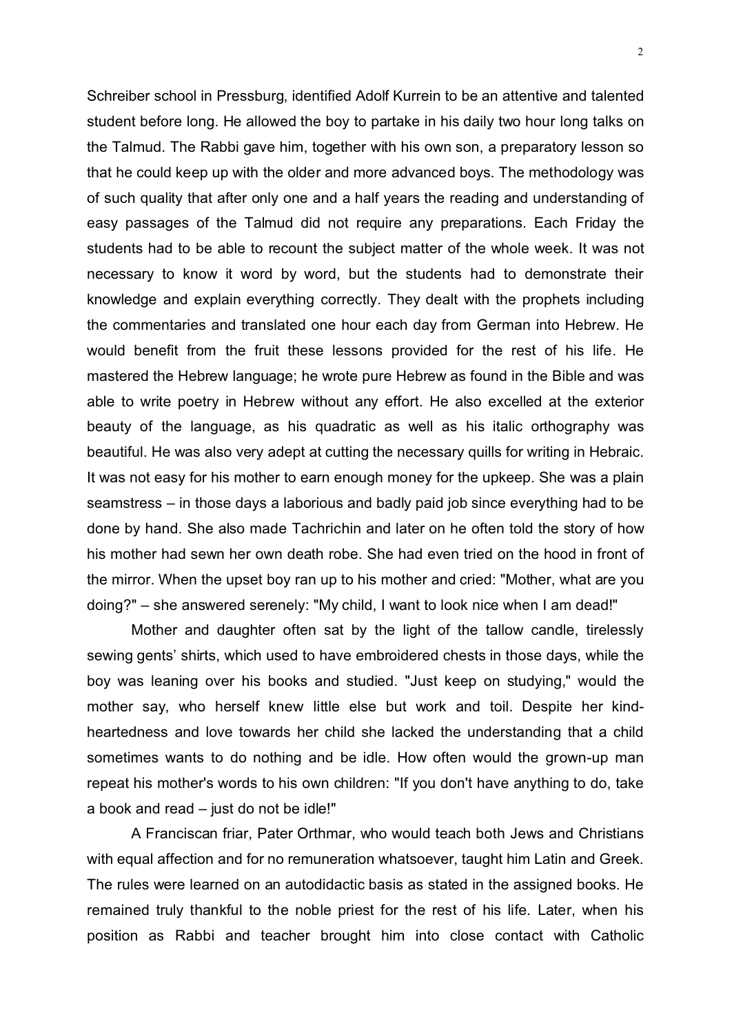Schreiber school in Pressburg, identified Adolf Kurrein to be an attentive and talented student before long. He allowed the boy to partake in his daily two hour long talks on the Talmud. The Rabbi gave him, together with his own son, a preparatory lesson so that he could keep up with the older and more advanced boys. The methodology was of such quality that after only one and a half years the reading and understanding of easy passages of the Talmud did not require any preparations. Each Friday the students had to be able to recount the subject matter of the whole week. It was not necessary to know it word by word, but the students had to demonstrate their knowledge and explain everything correctly. They dealt with the prophets including the commentaries and translated one hour each day from German into Hebrew. He would benefit from the fruit these lessons provided for the rest of his life. He mastered the Hebrew language; he wrote pure Hebrew as found in the Bible and was able to write poetry in Hebrew without any effort. He also excelled at the exterior beauty of the language, as his quadratic as well as his italic orthography was beautiful. He was also very adept at cutting the necessary quills for writing in Hebraic. It was not easy for his mother to earn enough money for the upkeep. She was a plain seamstress – in those days a laborious and badly paid job since everything had to be done by hand. She also made Tachrichin and later on he often told the story of how his mother had sewn her own death robe. She had even tried on the hood in front of the mirror. When the upset boy ran up to his mother and cried: "Mother, what are you doing?" – she answered serenely: "My child, I want to look nice when I am dead!"

Mother and daughter often sat by the light of the tallow candle, tirelessly sewing gents' shirts, which used to have embroidered chests in those days, while the boy was leaning over his books and studied. "Just keep on studying," would the mother say, who herself knew little else but work and toil. Despite her kind-heartedness and love towards her child she lacked the understanding that a child sometimes wants to do nothing and be idle. How often would the grown-up man repeat his mother's words to his own children: "If you don't have anything to do, take a book and read – just do not be idle!"

A Franciscan friar, Pater Orthmar, who would teach both Jews and Christians with equal affection and for no remuneration whatsoever, taught him Latin and Greek. The rules were learned on an autodidactic basis as stated in the assigned books. He remained truly thankful to the noble priest for the rest of his life. Later, when his position as Rabbi and teacher brought him into close contact with Catholic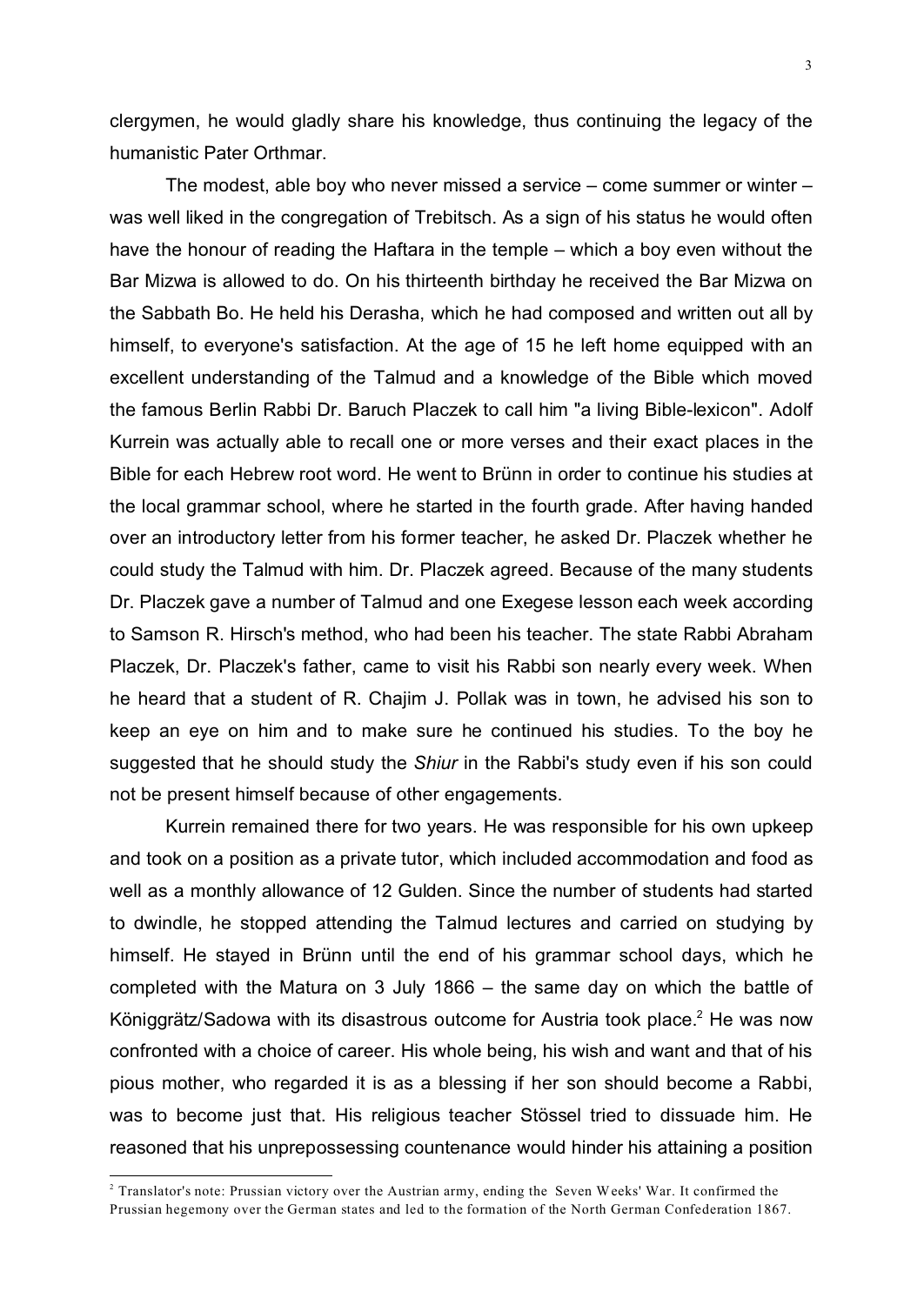clergymen, he would gladly share his knowledge, thus continuing the legacy of the humanistic Pater Orthmar.

The modest, able boy who never missed a service – come summer or winter – was well liked in the congregation of Trebitsch. As a sign of his status he would often have the honour of reading the Haftara in the temple – which a boy even without the Bar Mizwa is allowed to do. On his thirteenth birthday he received the Bar Mizwa on the Sabbath Bo. He held his Derasha, which he had composed and written out all by himself, to everyone's satisfaction. At the age of 15 he left home equipped with an excellent understanding of the Talmud and a knowledge of the Bible which moved the famous Berlin Rabbi Dr. Baruch Placzek to call him "a living Bible-lexicon". Adolf Kurrein was actually able to recall one or more verses and their exact places in the Bible for each Hebrew root word. He went to Brünn in order to continue his studies at the local grammar school, where he started in the fourth grade. After having handed over an introductory letter from his former teacher, he asked Dr. Placzek whether he could study the Talmud with him. Dr. Placzek agreed. Because of the many students Dr. Placzek gave a number of Talmud and one Exegese lesson each week according to Samson R. Hirsch's method, who had been his teacher. The state Rabbi Abraham Placzek, Dr. Placzek's father, came to visit his Rabbi son nearly every week. When he heard that a student of R. Chajim J. Pollak was in town, he advised his son to keep an eye on him and to make sure he continued his studies. To the boy he suggested that he should study the *Shiur* in the Rabbi's study even if his son could not be present himself because of other engagements.

Kurrein remained there for two years. He was responsible for his own upkeep and took on a position as a private tutor, which included accommodation and food as well as a monthly allowance of 12 Gulden. Since the number of students had started to dwindle, he stopped attending the Talmud lectures and carried on studying by himself. He stayed in Brünn until the end of his grammar school days, which he completed with the Matura on 3 July 1866 – the same day on which the battle of Königgrätz/Sadowa with its disastrous outcome for Austria took place.[2] He was now confronted with a choice of career. His whole being, his wish and want and that of his pious mother, who regarded it is as a blessing if her son should become a Rabbi, was to become just that. His religious teacher Stössel tried to dissuade him. He reasoned that his unprepossessing countenance would hinder his attaining a position

---

[2] Translator's note: Prussian victory over the Austrian army, ending the Seven Weeks' War. It confirmed the Prussian hegemony over the German states and led to the formation of the North German Confederation 1867.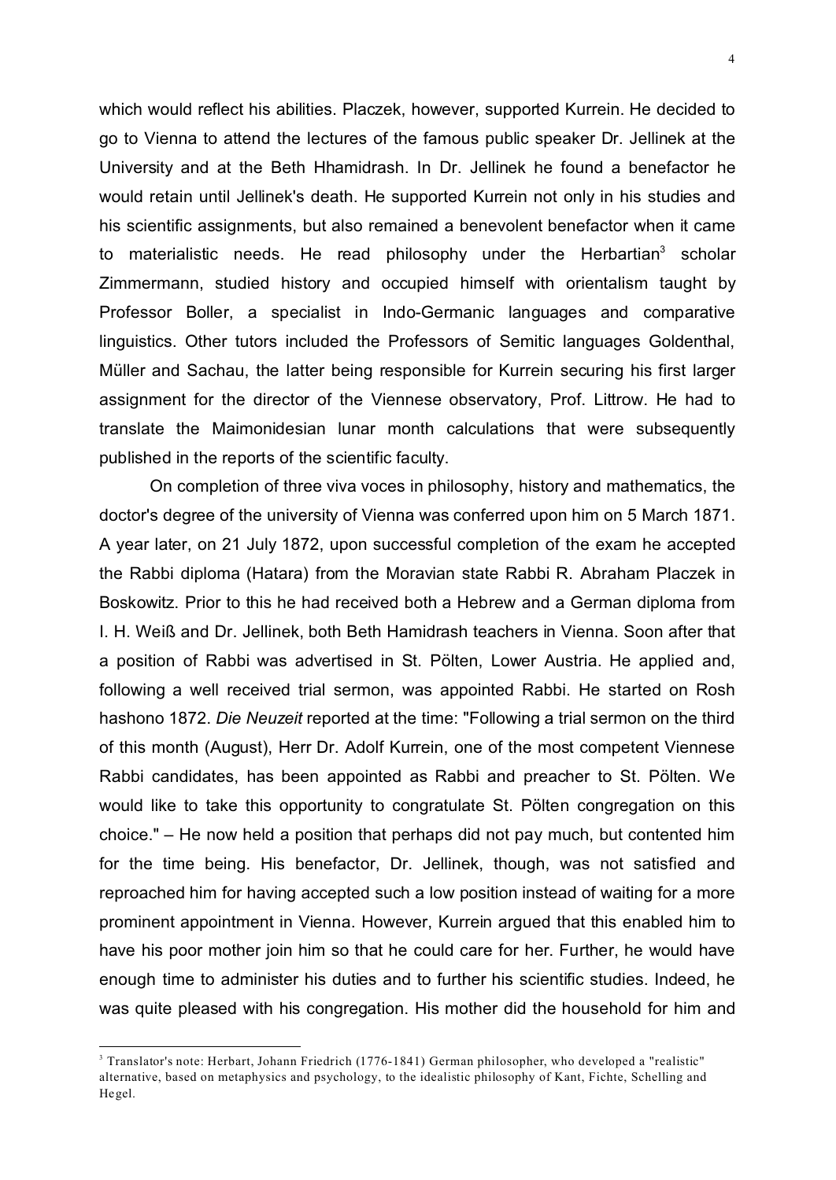which would reflect his abilities. Placzek, however, supported Kurrein. He decided to go to Vienna to attend the lectures of the famous public speaker Dr. Jellinek at the University and at the Beth Hhamidrash. In Dr. Jellinek he found a benefactor he would retain until Jellinek's death. He supported Kurrein not only in his studies and his scientific assignments, but also remained a benevolent benefactor when it came to materialistic needs. He read philosophy under the Herbartian[3] scholar Zimmermann, studied history and occupied himself with orientalism taught by Professor Boller, a specialist in Indo-Germanic languages and comparative linguistics. Other tutors included the Professors of Semitic languages Goldenthal, Müller and Sachau, the latter being responsible for Kurrein securing his first larger assignment for the director of the Viennese observatory, Prof. Littrow. He had to translate the Maimonidesian lunar month calculations that were subsequently published in the reports of the scientific faculty.

On completion of three viva voces in philosophy, history and mathematics, the doctor's degree of the university of Vienna was conferred upon him on 5 March 1871. A year later, on 21 July 1872, upon successful completion of the exam he accepted the Rabbi diploma (Hatara) from the Moravian state Rabbi R. Abraham Placzek in Boskowitz. Prior to this he had received both a Hebrew and a German diploma from I. H. Weiß and Dr. Jellinek, both Beth Hamidrash teachers in Vienna. Soon after that a position of Rabbi was advertised in St. Pölten, Lower Austria. He applied and, following a well received trial sermon, was appointed Rabbi. He started on Rosh hashono 1872. *Die Neuzeit* reported at the time: "Following a trial sermon on the third of this month (August), Herr Dr. Adolf Kurrein, one of the most competent Viennese Rabbi candidates, has been appointed as Rabbi and preacher to St. Pölten. We would like to take this opportunity to congratulate St. Pölten congregation on this choice." – He now held a position that perhaps did not pay much, but contented him for the time being. His benefactor, Dr. Jellinek, though, was not satisfied and reproached him for having accepted such a low position instead of waiting for a more prominent appointment in Vienna. However, Kurrein argued that this enabled him to have his poor mother join him so that he could care for her. Further, he would have enough time to administer his duties and to further his scientific studies. Indeed, he was quite pleased with his congregation. His mother did the household for him and

[3] Translator's note: Herbart, Johann Friedrich (1776-1841) German philosopher, who developed a "realistic" alternative, based on metaphysics and psychology, to the idealistic philosophy of Kant, Fichte, Schelling and Hegel.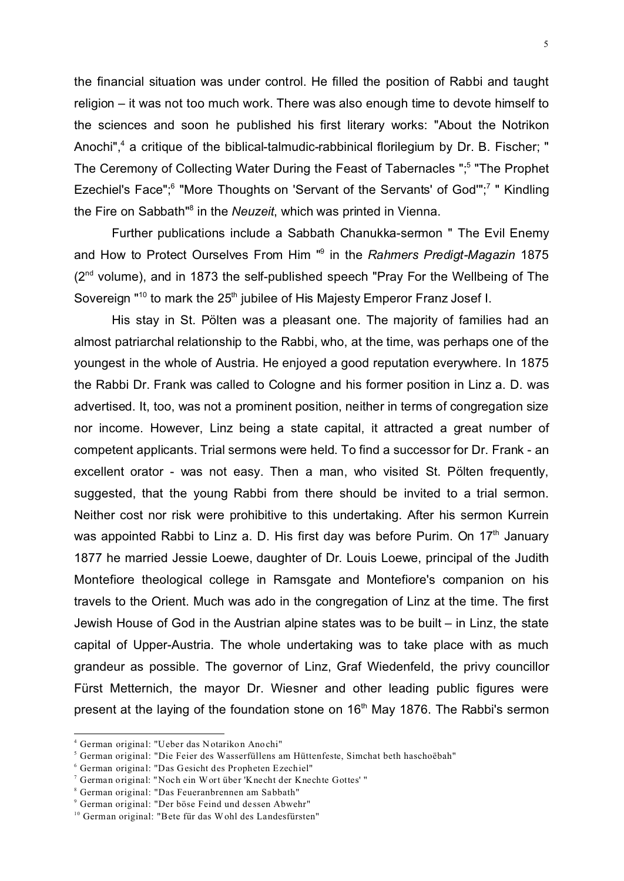the financial situation was under control. He filled the position of Rabbi and taught religion – it was not too much work. There was also enough time to devote himself to the sciences and soon he published his first literary works: "About the Notrikon Anochi",[4] a critique of the biblical-talmudic-rabbinical florilegium by Dr. B. Fischer; " The Ceremony of Collecting Water During the Feast of Tabernacles ";[5] "The Prophet Ezechiel's Face";[6] "More Thoughts on 'Servant of the Servants' of God'";[7] " Kindling the Fire on Sabbath"[8] in the *Neuzeit*, which was printed in Vienna.

Further publications include a Sabbath Chanukka-sermon " The Evil Enemy and How to Protect Ourselves From Him "[9] in the *Rahmers Predigt-Magazin* 1875 (2nd volume), and in 1873 the self-published speech "Pray For the Wellbeing of The Sovereign "[10] to mark the 25th jubilee of His Majesty Emperor Franz Josef I.

His stay in St. Pölten was a pleasant one. The majority of families had an almost patriarchal relationship to the Rabbi, who, at the time, was perhaps one of the youngest in the whole of Austria. He enjoyed a good reputation everywhere. In 1875 the Rabbi Dr. Frank was called to Cologne and his former position in Linz a. D. was advertised. It, too, was not a prominent position, neither in terms of congregation size nor income. However, Linz being a state capital, it attracted a great number of competent applicants. Trial sermons were held. To find a successor for Dr. Frank - an excellent orator - was not easy. Then a man, who visited St. Pölten frequently, suggested, that the young Rabbi from there should be invited to a trial sermon. Neither cost nor risk were prohibitive to this undertaking. After his sermon Kurrein was appointed Rabbi to Linz a. D. His first day was before Purim. On 17th January 1877 he married Jessie Loewe, daughter of Dr. Louis Loewe, principal of the Judith Montefiore theological college in Ramsgate and Montefiore's companion on his travels to the Orient. Much was ado in the congregation of Linz at the time. The first Jewish House of God in the Austrian alpine states was to be built – in Linz, the state capital of Upper-Austria. The whole undertaking was to take place with as much grandeur as possible. The governor of Linz, Graf Wiedenfeld, the privy councillor Fürst Metternich, the mayor Dr. Wiesner and other leading public figures were present at the laying of the foundation stone on 16th May 1876. The Rabbi's sermon

---

[4] German original: "Ueber das Notarikon Anochi"

[5] German original: "Die Feier des Wasserfüllens am Hüttenfeste, Simchat beth haschoëbah"

[6] German original: "Das Gesicht des Propheten Ezechiel"

[7] German original: "Noch ein Wort über 'Knecht der Knechte Gottes' "

[8] German original: "Das Feueranbrennen am Sabbath"

[9] German original: "Der böse Feind und dessen Abwehr"

[10] German original: "Bete für das Wohl des Landesfürsten"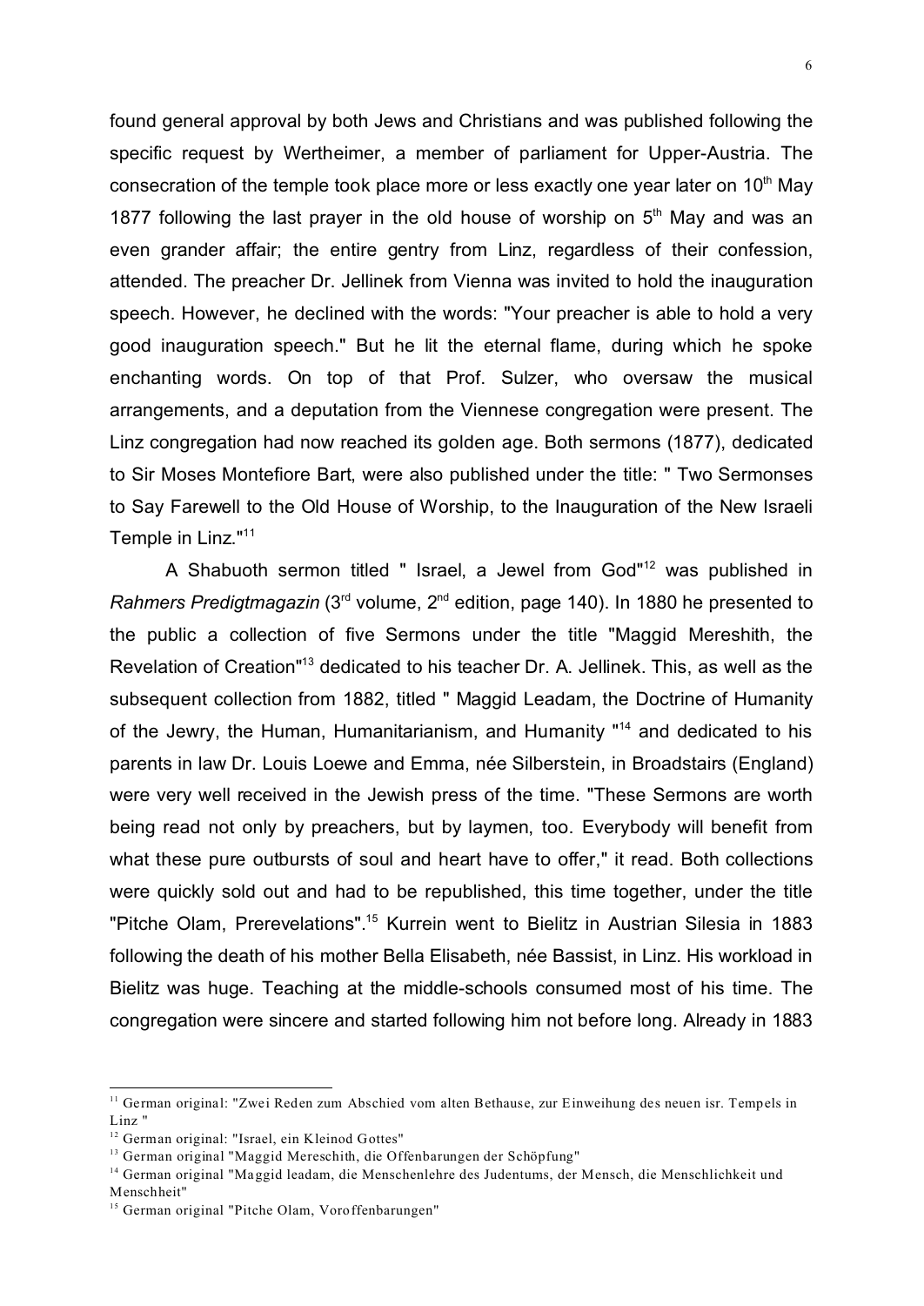found general approval by both Jews and Christians and was published following the specific request by Wertheimer, a member of parliament for Upper-Austria. The consecration of the temple took place more or less exactly one year later on 10th May 1877 following the last prayer in the old house of worship on 5th May and was an even grander affair; the entire gentry from Linz, regardless of their confession, attended. The preacher Dr. Jellinek from Vienna was invited to hold the inauguration speech. However, he declined with the words: "Your preacher is able to hold a very good inauguration speech." But he lit the eternal flame, during which he spoke enchanting words. On top of that Prof. Sulzer, who oversaw the musical arrangements, and a deputation from the Viennese congregation were present. The Linz congregation had now reached its golden age. Both sermons (1877), dedicated to Sir Moses Montefiore Bart, were also published under the title: " Two Sermonses to Say Farewell to the Old House of Worship, to the Inauguration of the New Israeli Temple in Linz."[11]

A Shabuoth sermon titled " Israel, a Jewel from God"[12] was published in *Rahmers Predigtmagazin* (3rd volume, 2nd edition, page 140). In 1880 he presented to the public a collection of five Sermons under the title "Maggid Mereshith, the Revelation of Creation"[13] dedicated to his teacher Dr. A. Jellinek. This, as well as the subsequent collection from 1882, titled " Maggid Leadam, the Doctrine of Humanity of the Jewry, the Human, Humanitarianism, and Humanity "[14] and dedicated to his parents in law Dr. Louis Loewe and Emma, née Silberstein, in Broadstairs (England) were very well received in the Jewish press of the time. "These Sermons are worth being read not only by preachers, but by laymen, too. Everybody will benefit from what these pure outbursts of soul and heart have to offer," it read. Both collections were quickly sold out and had to be republished, this time together, under the title "Pitche Olam, Prerevelations".[15] Kurrein went to Bielitz in Austrian Silesia in 1883 following the death of his mother Bella Elisabeth, née Bassist, in Linz. His workload in Bielitz was huge. Teaching at the middle-schools consumed most of his time. The congregation were sincere and started following him not before long. Already in 1883

---

[11] German original: "Zwei Reden zum Abschied vom alten Bethause, zur Einweihung des neuen isr. Tempels in Linz "

[12] German original: "Israel, ein Kleinod Gottes"

[13] German original "Maggid Mereschith, die Offenbarungen der Schöpfung"

[14] German original "Maggid leadam, die Menschenlehre des Judentums, der Mensch, die Menschlichkeit und Menschheit"

[15] German original "Pitche Olam, Vorooffenbarungen"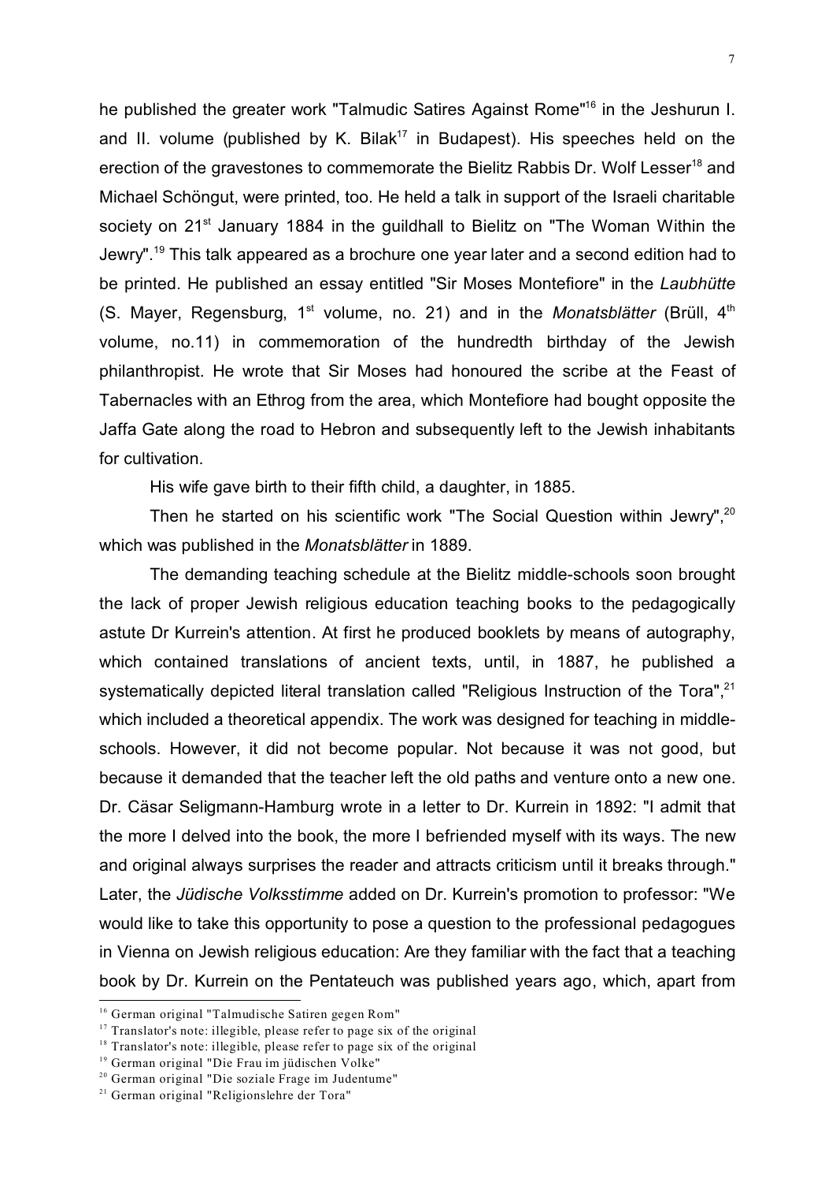he published the greater work "Talmudic Satires Against Rome"[16] in the Jeshurun I. and II. volume (published by K. Bilak[17] in Budapest). His speeches held on the erection of the gravestones to commemorate the Bielitz Rabbis Dr. Wolf Lesser[18] and Michael Schöngut, were printed, too. He held a talk in support of the Israeli charitable society on 21st January 1884 in the guildhall to Bielitz on "The Woman Within the Jewry".[19] This talk appeared as a brochure one year later and a second edition had to be printed. He published an essay entitled "Sir Moses Montefiore" in the *Laubhütte* (S. Mayer, Regensburg, 1st volume, no. 21) and in the *Monatsblätter* (Brüll, 4th volume, no.11) in commemoration of the hundredth birthday of the Jewish philanthropist. He wrote that Sir Moses had honoured the scribe at the Feast of Tabernacles with an Ethrog from the area, which Montefiore had bought opposite the Jaffa Gate along the road to Hebron and subsequently left to the Jewish inhabitants for cultivation.

His wife gave birth to their fifth child, a daughter, in 1885.

Then he started on his scientific work "The Social Question within Jewry",[20] which was published in the *Monatsblätter* in 1889.

The demanding teaching schedule at the Bielitz middle-schools soon brought the lack of proper Jewish religious education teaching books to the pedagogically astute Dr Kurrein's attention. At first he produced booklets by means of autography, which contained translations of ancient texts, until, in 1887, he published a systematically depicted literal translation called "Religious Instruction of the Tora",[21] which included a theoretical appendix. The work was designed for teaching in middle-schools. However, it did not become popular. Not because it was not good, but because it demanded that the teacher left the old paths and venture onto a new one. Dr. Cäsar Seligmann-Hamburg wrote in a letter to Dr. Kurrein in 1892: "I admit that the more I delved into the book, the more I befriended myself with its ways. The new and original always surprises the reader and attracts criticism until it breaks through." Later, the *Jüdische Volksstimme* added on Dr. Kurrein's promotion to professor: "We would like to take this opportunity to pose a question to the professional pedagogues in Vienna on Jewish religious education: Are they familiar with the fact that a teaching book by Dr. Kurrein on the Pentateuch was published years ago, which, apart from

---

[16] German original "Talmudische Satiren gegen Rom"

[17] Translator's note: illegible, please refer to page six of the original

[18] Translator's note: illegible, please refer to page six of the original

[19] German original "Die Frau im jüdischen Volke"

[20] German original "Die soziale Frage im Judentume"

[21] German original "Religionslehre der Tora"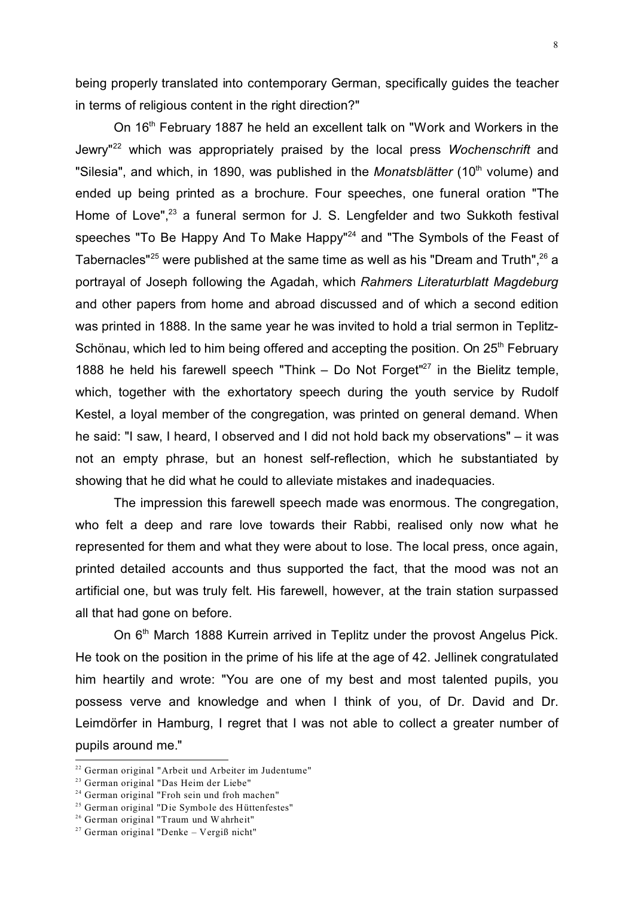being properly translated into contemporary German, specifically guides the teacher in terms of religious content in the right direction?"

On 16th February 1887 he held an excellent talk on "Work and Workers in the Jewry"[22] which was appropriately praised by the local press *Wochenschrift* and "Silesia", and which, in 1890, was published in the *Monatsblätter* (10th volume) and ended up being printed as a brochure. Four speeches, one funeral oration "The Home of Love",[23] a funeral sermon for J. S. Lengfelder and two Sukkoth festival speeches "To Be Happy And To Make Happy"[24] and "The Symbols of the Feast of Tabernacles"[25] were published at the same time as well as his "Dream and Truth",[26] a portrayal of Joseph following the Agadah, which *Rahmers Literaturblatt Magdeburg* and other papers from home and abroad discussed and of which a second edition was printed in 1888. In the same year he was invited to hold a trial sermon in Teplitz-Schönau, which led to him being offered and accepting the position. On 25th February 1888 he held his farewell speech "Think – Do Not Forget"[27] in the Bielitz temple, which, together with the exhortatory speech during the youth service by Rudolf Kestel, a loyal member of the congregation, was printed on general demand. When he said: "I saw, I heard, I observed and I did not hold back my observations" – it was not an empty phrase, but an honest self-reflection, which he substantiated by showing that he did what he could to alleviate mistakes and inadequacies.

The impression this farewell speech made was enormous. The congregation, who felt a deep and rare love towards their Rabbi, realised only now what he represented for them and what they were about to lose. The local press, once again, printed detailed accounts and thus supported the fact, that the mood was not an artificial one, but was truly felt. His farewell, however, at the train station surpassed all that had gone on before.

On 6th March 1888 Kurrein arrived in Teplitz under the provost Angelus Pick. He took on the position in the prime of his life at the age of 42. Jellinek congratulated him heartily and wrote: "You are one of my best and most talented pupils, you possess verve and knowledge and when I think of you, of Dr. David and Dr. Leimdörfer in Hamburg, I regret that I was not able to collect a greater number of pupils around me."

---

[22] German original "Arbeit und Arbeiter im Judentume"

[23] German original "Das Heim der Liebe"

[24] German original "Froh sein und froh machen"

[25] German original "Die Symbole des Hüttenfestes"

[26] German original "Traum und Wahrheit"

[27] German original "Denke – Vergiß nicht"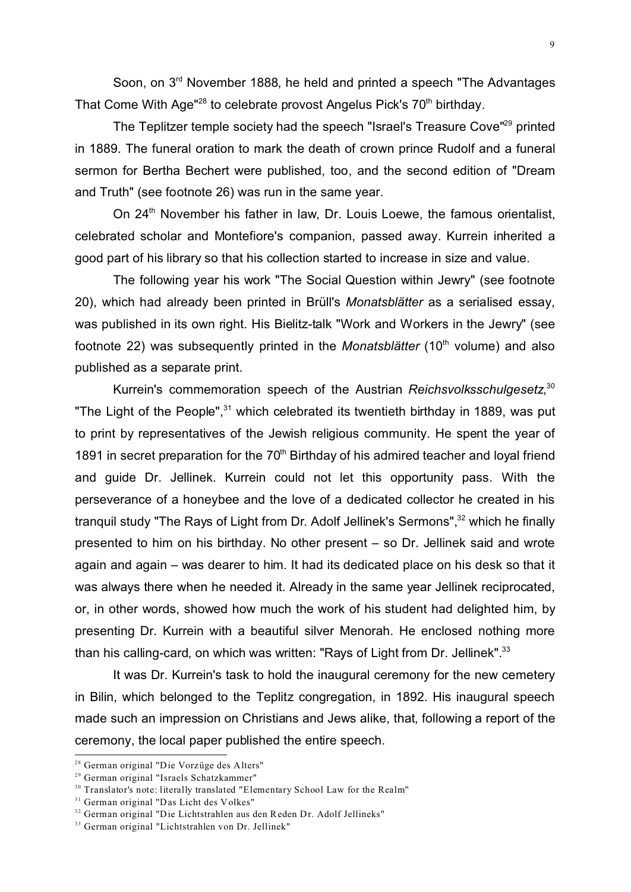Soon, on 3rd November 1888, he held and printed a speech "The Advantages That Come With Age"[28] to celebrate provost Angelus Pick's 70th birthday.

The Teplitzer temple society had the speech "Israel's Treasure Cove"[29] printed in 1889. The funeral oration to mark the death of crown prince Rudolf and a funeral sermon for Bertha Bechert were published, too, and the second edition of "Dream and Truth" (see footnote 26) was run in the same year.

On 24th November his father in law, Dr. Louis Loewe, the famous orientalist, celebrated scholar and Montefiore's companion, passed away. Kurrein inherited a good part of his library so that his collection started to increase in size and value.

The following year his work "The Social Question within Jewry" (see footnote 20), which had already been printed in Brüll's *Monatsblätter* as a serialised essay, was published in its own right. His Bielitz-talk "Work and Workers in the Jewry" (see footnote 22) was subsequently printed in the *Monatsblätter* (10th volume) and also published as a separate print.

Kurrein's commemoration speech of the Austrian *Reichsvolksschulgesetz*,[30] "The Light of the People",[31] which celebrated its twentieth birthday in 1889, was put to print by representatives of the Jewish religious community. He spent the year of 1891 in secret preparation for the 70th Birthday of his admired teacher and loyal friend and guide Dr. Jellinek. Kurrein could not let this opportunity pass. With the perseverance of a honeybee and the love of a dedicated collector he created in his tranquil study "The Rays of Light from Dr. Adolf Jellinek's Sermons",[32] which he finally presented to him on his birthday. No other present – so Dr. Jellinek said and wrote again and again – was dearer to him. It had its dedicated place on his desk so that it was always there when he needed it. Already in the same year Jellinek reciprocated, or, in other words, showed how much the work of his student had delighted him, by presenting Dr. Kurrein with a beautiful silver Menorah. He enclosed nothing more than his calling-card, on which was written: "Rays of Light from Dr. Jellinek".[33]

It was Dr. Kurrein's task to hold the inaugural ceremony for the new cemetery in Bilin, which belonged to the Teplitz congregation, in 1892. His inaugural speech made such an impression on Christians and Jews alike, that, following a report of the ceremony, the local paper published the entire speech.

---

[28] German original "Die Vorzüge des Alters"

[29] German original "Israels Schatzkammer"

[30] Translator's note: literally translated "Elementary School Law for the Realm"

[31] German original "Das Licht des Volkes"

[32] German original "Die Lichtstrahlen aus den Reden Dr. Adolf Jellineks"

[33] German original "Lichtstrahlen von Dr. Jellinek"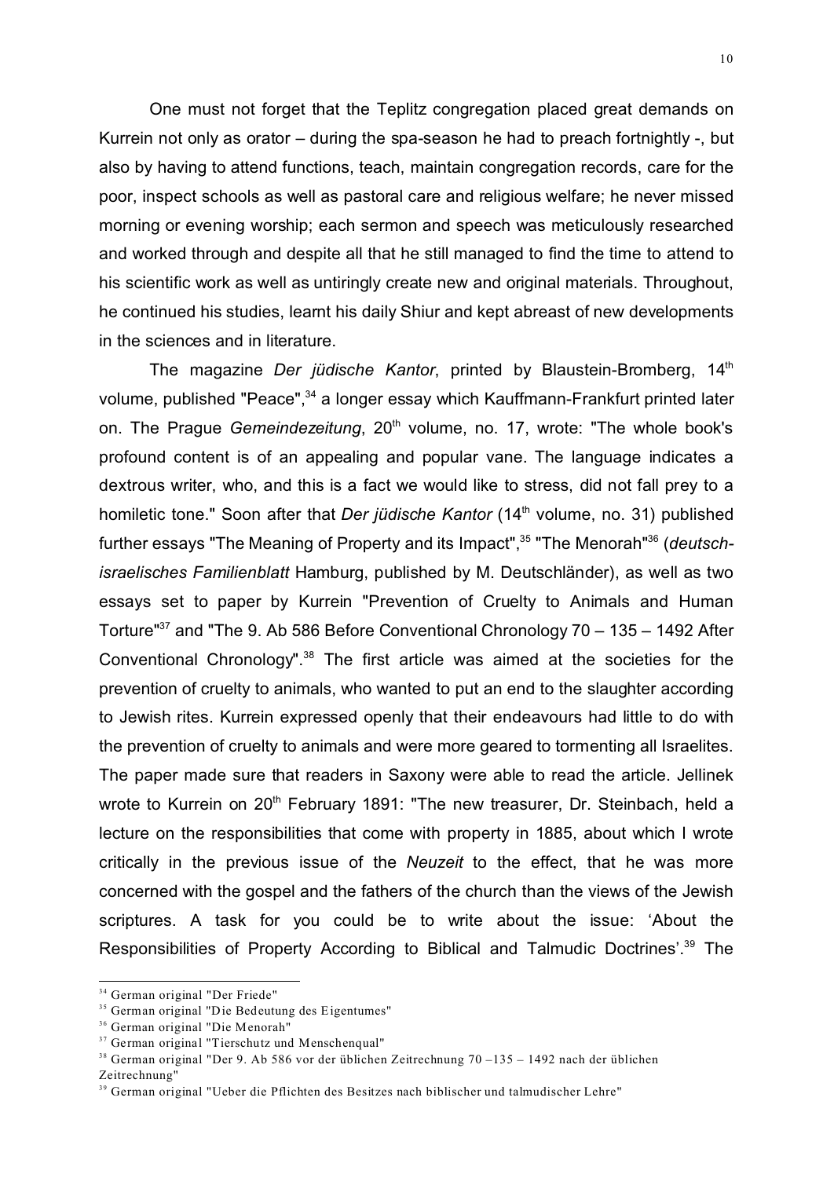One must not forget that the Teplitz congregation placed great demands on Kurrein not only as orator – during the spa-season he had to preach fortnightly -, but also by having to attend functions, teach, maintain congregation records, care for the poor, inspect schools as well as pastoral care and religious welfare; he never missed morning or evening worship; each sermon and speech was meticulously researched and worked through and despite all that he still managed to find the time to attend to his scientific work as well as untiringly create new and original materials. Throughout, he continued his studies, learnt his daily Shiur and kept abreast of new developments in the sciences and in literature.

The magazine *Der jüdische Kantor*, printed by Blaustein-Bromberg, 14th volume, published "Peace",[34] a longer essay which Kauffmann-Frankfurt printed later on. The Prague *Gemeindezeitung*, 20th volume, no. 17, wrote: "The whole book's profound content is of an appealing and popular vane. The language indicates a dextrous writer, who, and this is a fact we would like to stress, did not fall prey to a homiletic tone." Soon after that *Der jüdische Kantor* (14th volume, no. 31) published further essays "The Meaning of Property and its Impact",[35] "The Menorah"[36] (*deutsch-israelisches Familienblatt* Hamburg, published by M. Deutschländer), as well as two essays set to paper by Kurrein "Prevention of Cruelty to Animals and Human Torture"[37] and "The 9. Ab 586 Before Conventional Chronology 70 – 135 – 1492 After Conventional Chronology".[38] The first article was aimed at the societies for the prevention of cruelty to animals, who wanted to put an end to the slaughter according to Jewish rites. Kurrein expressed openly that their endeavours had little to do with the prevention of cruelty to animals and were more geared to tormenting all Israelites. The paper made sure that readers in Saxony were able to read the article. Jellinek wrote to Kurrein on 20th February 1891: "The new treasurer, Dr. Steinbach, held a lecture on the responsibilities that come with property in 1885, about which I wrote critically in the previous issue of the *Neuzeit* to the effect, that he was more concerned with the gospel and the fathers of the church than the views of the Jewish scriptures. A task for you could be to write about the issue: 'About the Responsibilities of Property According to Biblical and Talmudic Doctrines'.[39] The

---

[34] German original "Der Friede"

[35] German original "Die Bedeutung des Eigentumes"

[36] German original "Die Menorah"

[37] German original "Tierschutz und Menschenqual"

[38] German original "Der 9. Ab 586 vor der üblichen Zeitrechnung 70 –135 – 1492 nach der üblichen Zeitrechnung"

[39] German original "Ueber die Pflichten des Besitzes nach biblischer und talmudischer Lehre"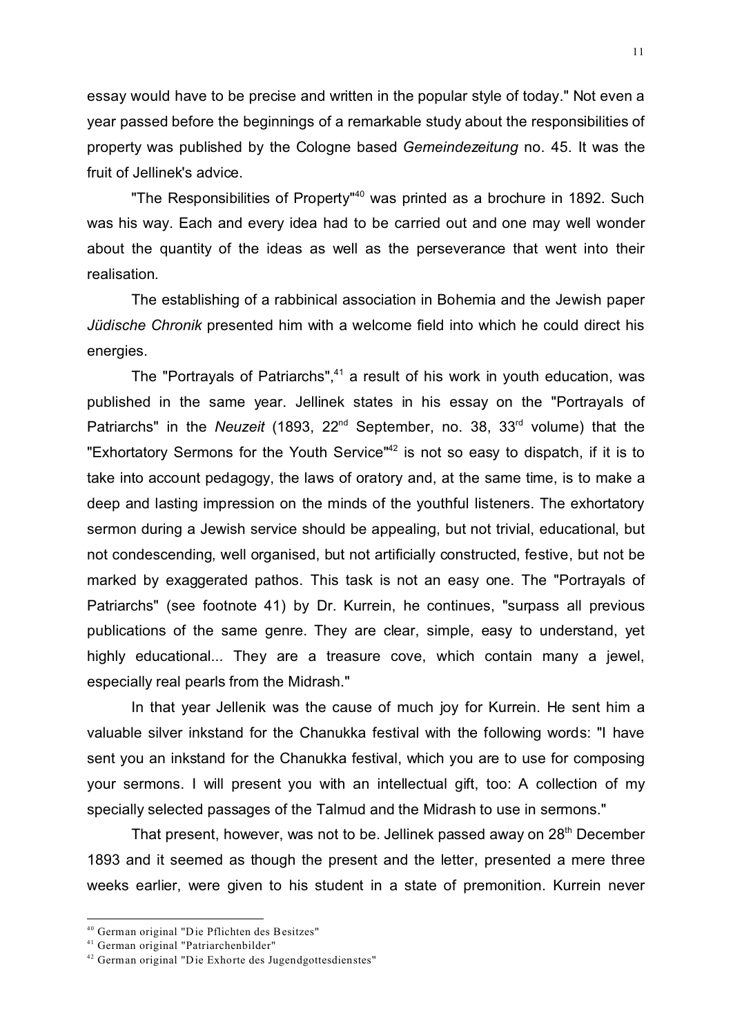essay would have to be precise and written in the popular style of today." Not even a year passed before the beginnings of a remarkable study about the responsibilities of property was published by the Cologne based *Gemeindezeitung* no. 45. It was the fruit of Jellinek's advice.

"The Responsibilities of Property"[40] was printed as a brochure in 1892. Such was his way. Each and every idea had to be carried out and one may well wonder about the quantity of the ideas as well as the perseverance that went into their realisation.

The establishing of a rabbinical association in Bohemia and the Jewish paper *Jüdische Chronik* presented him with a welcome field into which he could direct his energies.

The "Portrayals of Patriarchs",[41] a result of his work in youth education, was published in the same year. Jellinek states in his essay on the "Portrayals of Patriarchs" in the *Neuzeit* (1893, 22nd September, no. 38, 33rd volume) that the "Exhortatory Sermons for the Youth Service"[42] is not so easy to dispatch, if it is to take into account pedagogy, the laws of oratory and, at the same time, is to make a deep and lasting impression on the minds of the youthful listeners. The exhortatory sermon during a Jewish service should be appealing, but not trivial, educational, but not condescending, well organised, but not artificially constructed, festive, but not be marked by exaggerated pathos. This task is not an easy one. The "Portrayals of Patriarchs" (see footnote 41) by Dr. Kurrein, he continues, "surpass all previous publications of the same genre. They are clear, simple, easy to understand, yet highly educational... They are a treasure cove, which contain many a jewel, especially real pearls from the Midrash."

In that year Jellenik was the cause of much joy for Kurrein. He sent him a valuable silver inkstand for the Chanukka festival with the following words: "I have sent you an inkstand for the Chanukka festival, which you are to use for composing your sermons. I will present you with an intellectual gift, too: A collection of my specially selected passages of the Talmud and the Midrash to use in sermons."

That present, however, was not to be. Jellinek passed away on 28th December 1893 and it seemed as though the present and the letter, presented a mere three weeks earlier, were given to his student in a state of premonition. Kurrein never

---

[40] German original "Die Pflichten des Besitzes"

[41] German original "Patriarchenbilder"

[42] German original "Die Exhorte des Jugendgottesdienstes"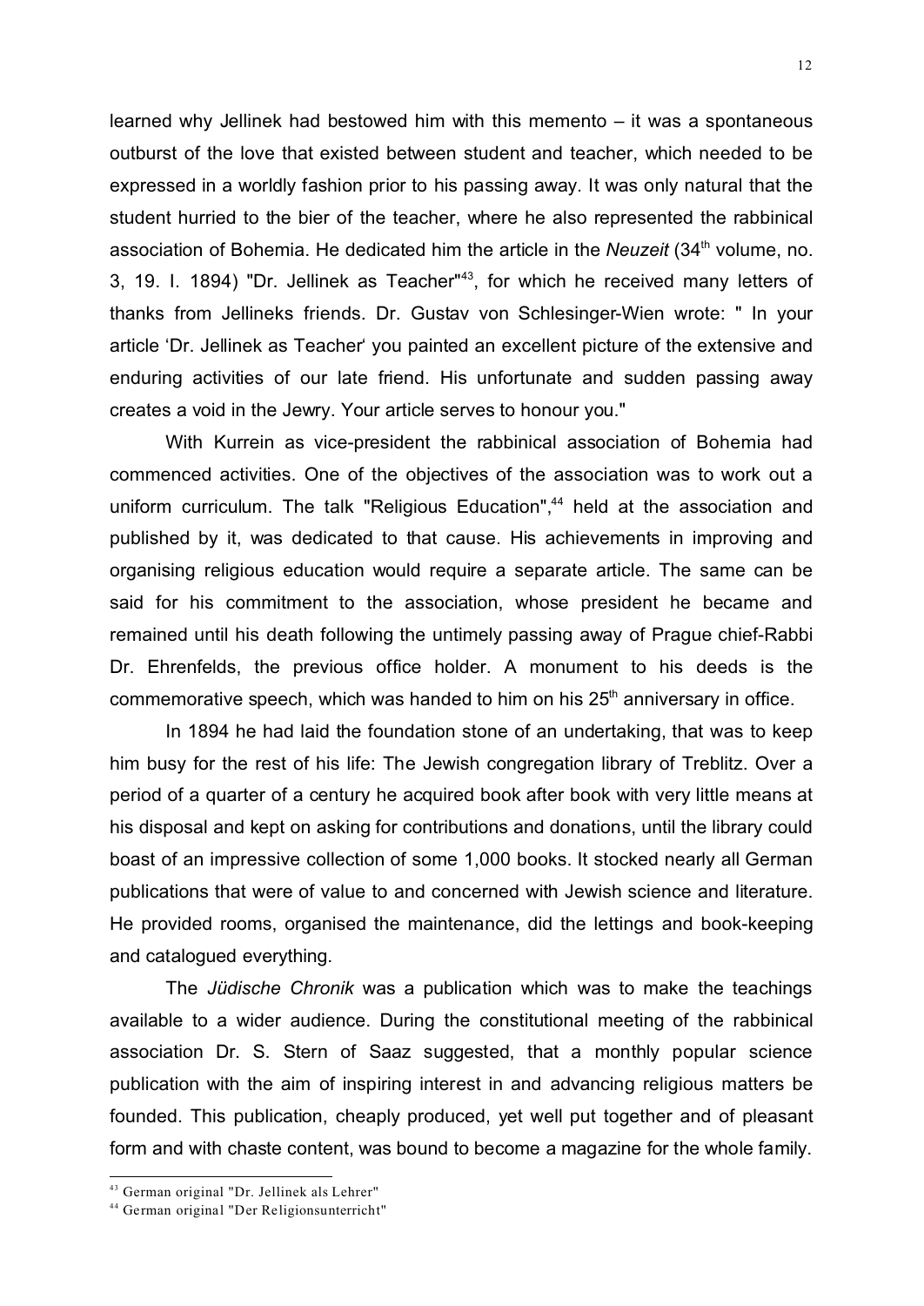learned why Jellinek had bestowed him with this memento – it was a spontaneous outburst of the love that existed between student and teacher, which needed to be expressed in a worldly fashion prior to his passing away. It was only natural that the student hurried to the bier of the teacher, where he also represented the rabbinical association of Bohemia. He dedicated him the article in the *Neuzeit* (34th volume, no. 3, 19. I. 1894) "Dr. Jellinek as Teacher"[43], for which he received many letters of thanks from Jellineks friends. Dr. Gustav von Schlesinger-Wien wrote: " In your article 'Dr. Jellinek as Teacher' you painted an excellent picture of the extensive and enduring activities of our late friend. His unfortunate and sudden passing away creates a void in the Jewry. Your article serves to honour you."

With Kurrein as vice-president the rabbinical association of Bohemia had commenced activities. One of the objectives of the association was to work out a uniform curriculum. The talk "Religious Education",[44] held at the association and published by it, was dedicated to that cause. His achievements in improving and organising religious education would require a separate article. The same can be said for his commitment to the association, whose president he became and remained until his death following the untimely passing away of Prague chief-Rabbi Dr. Ehrenfelds, the previous office holder. A monument to his deeds is the commemorative speech, which was handed to him on his 25th anniversary in office.

In 1894 he had laid the foundation stone of an undertaking, that was to keep him busy for the rest of his life: The Jewish congregation library of Treblitz. Over a period of a quarter of a century he acquired book after book with very little means at his disposal and kept on asking for contributions and donations, until the library could boast of an impressive collection of some 1,000 books. It stocked nearly all German publications that were of value to and concerned with Jewish science and literature. He provided rooms, organised the maintenance, did the lettings and book-keeping and catalogued everything.

The *Jüdische Chronik* was a publication which was to make the teachings available to a wider audience. During the constitutional meeting of the rabbinical association Dr. S. Stern of Saaz suggested, that a monthly popular science publication with the aim of inspiring interest in and advancing religious matters be founded. This publication, cheaply produced, yet well put together and of pleasant form and with chaste content, was bound to become a magazine for the whole family.

---

[43] German original "Dr. Jellinek als Lehrer"

[44] German original "Der Religionsunterricht"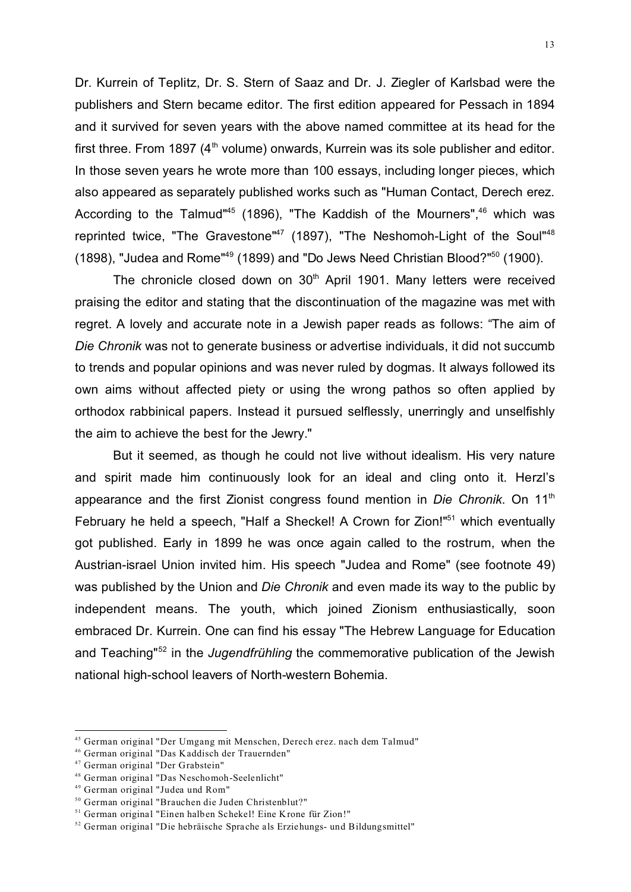Dr. Kurrein of Teplitz, Dr. S. Stern of Saaz and Dr. J. Ziegler of Karlsbad were the publishers and Stern became editor. The first edition appeared for Pessach in 1894 and it survived for seven years with the above named committee at its head for the first three. From 1897 (4th volume) onwards, Kurrein was its sole publisher and editor. In those seven years he wrote more than 100 essays, including longer pieces, which also appeared as separately published works such as "Human Contact, Derech erez. According to the Talmud"[45] (1896), "The Kaddish of the Mourners",[46] which was reprinted twice, "The Gravestone"[47] (1897), "The Neshomoh-Light of the Soul"[48] (1898), "Judea and Rome"[49] (1899) and "Do Jews Need Christian Blood?"[50] (1900).

The chronicle closed down on 30th April 1901. Many letters were received praising the editor and stating that the discontinuation of the magazine was met with regret. A lovely and accurate note in a Jewish paper reads as follows: "The aim of *Die Chronik* was not to generate business or advertise individuals, it did not succumb to trends and popular opinions and was never ruled by dogmas. It always followed its own aims without affected piety or using the wrong pathos so often applied by orthodox rabbinical papers. Instead it pursued selflessly, unerringly and unselfishly the aim to achieve the best for the Jewry."

But it seemed, as though he could not live without idealism. His very nature and spirit made him continuously look for an ideal and cling onto it. Herzl's appearance and the first Zionist congress found mention in *Die Chronik*. On 11th February he held a speech, "Half a Sheckel! A Crown for Zion!"[51] which eventually got published. Early in 1899 he was once again called to the rostrum, when the Austrian-israel Union invited him. His speech "Judea and Rome" (see footnote 49) was published by the Union and *Die Chronik* and even made its way to the public by independent means. The youth, which joined Zionism enthusiastically, soon embraced Dr. Kurrein. One can find his essay "The Hebrew Language for Education and Teaching"[52] in the *Jugendfrühling* the commemorative publication of the Jewish national high-school leavers of North-western Bohemia.

---

[45] German original "Der Umgang mit Menschen, Derech erez. nach dem Talmud"

[46] German original "Das Kaddisch der Trauernden"

[47] German original "Der Grabstein"

[48] German original "Das Neschomoh-Seelenlicht"

[49] German original "Judea und Rom"

[50] German original "Brauchen die Juden Christenblut?"

[51] German original "Einen halben Schekel! Eine Krone für Zion!"

[52] German original "Die hebräische Sprache als Erziehungs- und Bildungsmittel"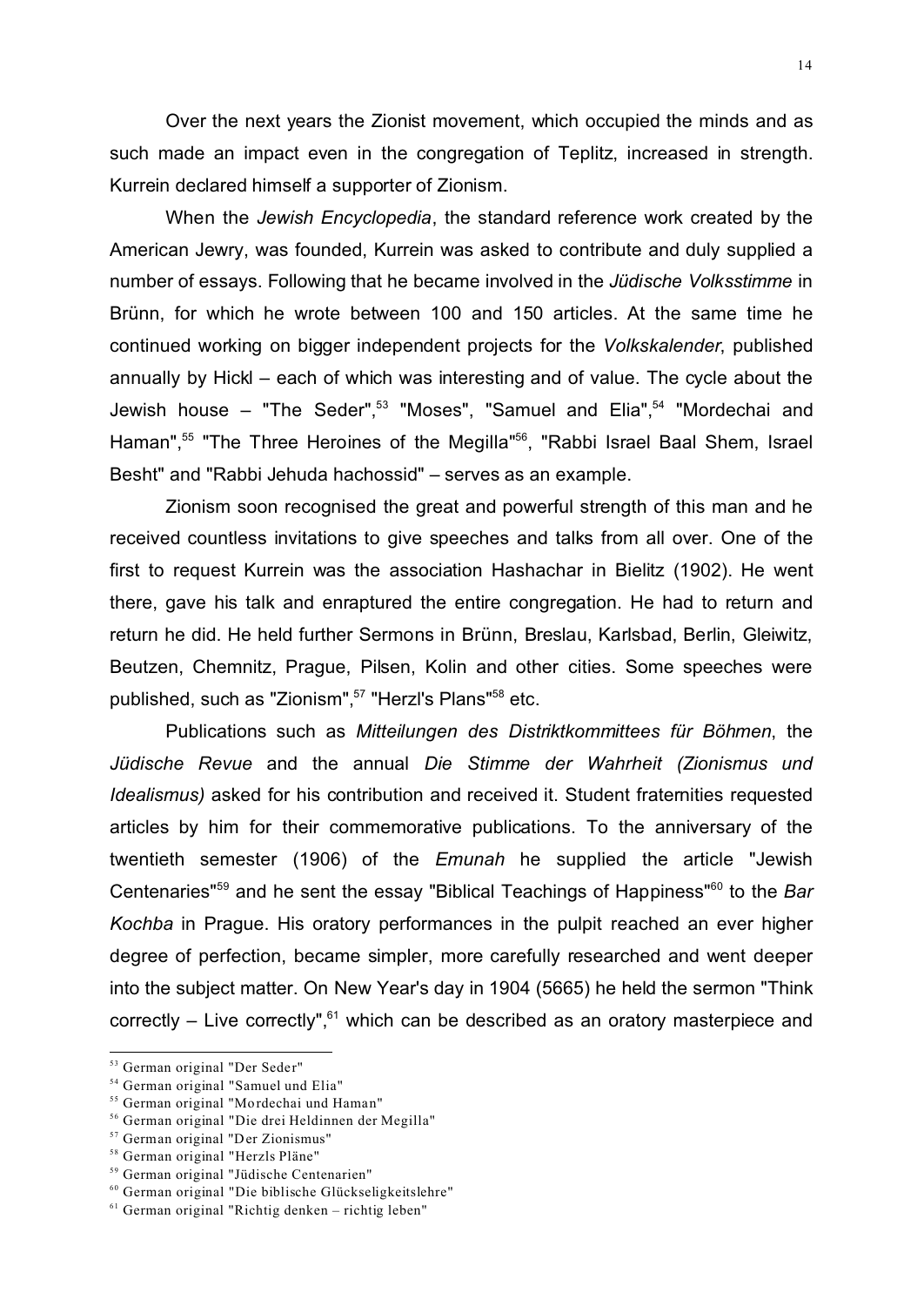Over the next years the Zionist movement, which occupied the minds and as such made an impact even in the congregation of Teplitz, increased in strength. Kurrein declared himself a supporter of Zionism.

When the *Jewish Encyclopedia*, the standard reference work created by the American Jewry, was founded, Kurrein was asked to contribute and duly supplied a number of essays. Following that he became involved in the *Jüdische Volksstimme* in Brünn, for which he wrote between 100 and 150 articles. At the same time he continued working on bigger independent projects for the *Volkskalender*, published annually by Hickl – each of which was interesting and of value. The cycle about the Jewish house – "The Seder",[53] "Moses", "Samuel and Elia",[54] "Mordechai and Haman",[55] "The Three Heroines of the Megilla"[56], "Rabbi Israel Baal Shem, Israel Besht" and "Rabbi Jehuda hachossid" – serves as an example.

Zionism soon recognised the great and powerful strength of this man and he received countless invitations to give speeches and talks from all over. One of the first to request Kurrein was the association Hashachar in Bielitz (1902). He went there, gave his talk and enraptured the entire congregation. He had to return and return he did. He held further Sermons in Brünn, Breslau, Karlsbad, Berlin, Gleiwitz, Beutzen, Chemnitz, Prague, Pilsen, Kolin and other cities. Some speeches were published, such as "Zionism",[57] "Herzl's Plans"[58] etc.

Publications such as *Mitteilungen des Distriktkommittees für Böhmen*, the *Jüdische Revue* and the annual *Die Stimme der Wahrheit (Zionismus und Idealismus)* asked for his contribution and received it. Student fraternities requested articles by him for their commemorative publications. To the anniversary of the twentieth semester (1906) of the *Emunah* he supplied the article "Jewish Centenaries"[59] and he sent the essay "Biblical Teachings of Happiness"[60] to the *Bar Kochba* in Prague. His oratory performances in the pulpit reached an ever higher degree of perfection, became simpler, more carefully researched and went deeper into the subject matter. On New Year's day in 1904 (5665) he held the sermon "Think correctly – Live correctly",[61] which can be described as an oratory masterpiece and

---

[53] German original "Der Seder"

[54] German original "Samuel und Elia"

[55] German original "Mordechai und Haman"

[56] German original "Die drei Heldinnen der Megilla"

[57] German original "Der Zionismus"

[58] German original "Herzls Pläne"

[59] German original "Jüdische Centenarien"

[60] German original "Die biblische Glückseligkeitslehre"

[61] German original "Richtig denken – richtig leben"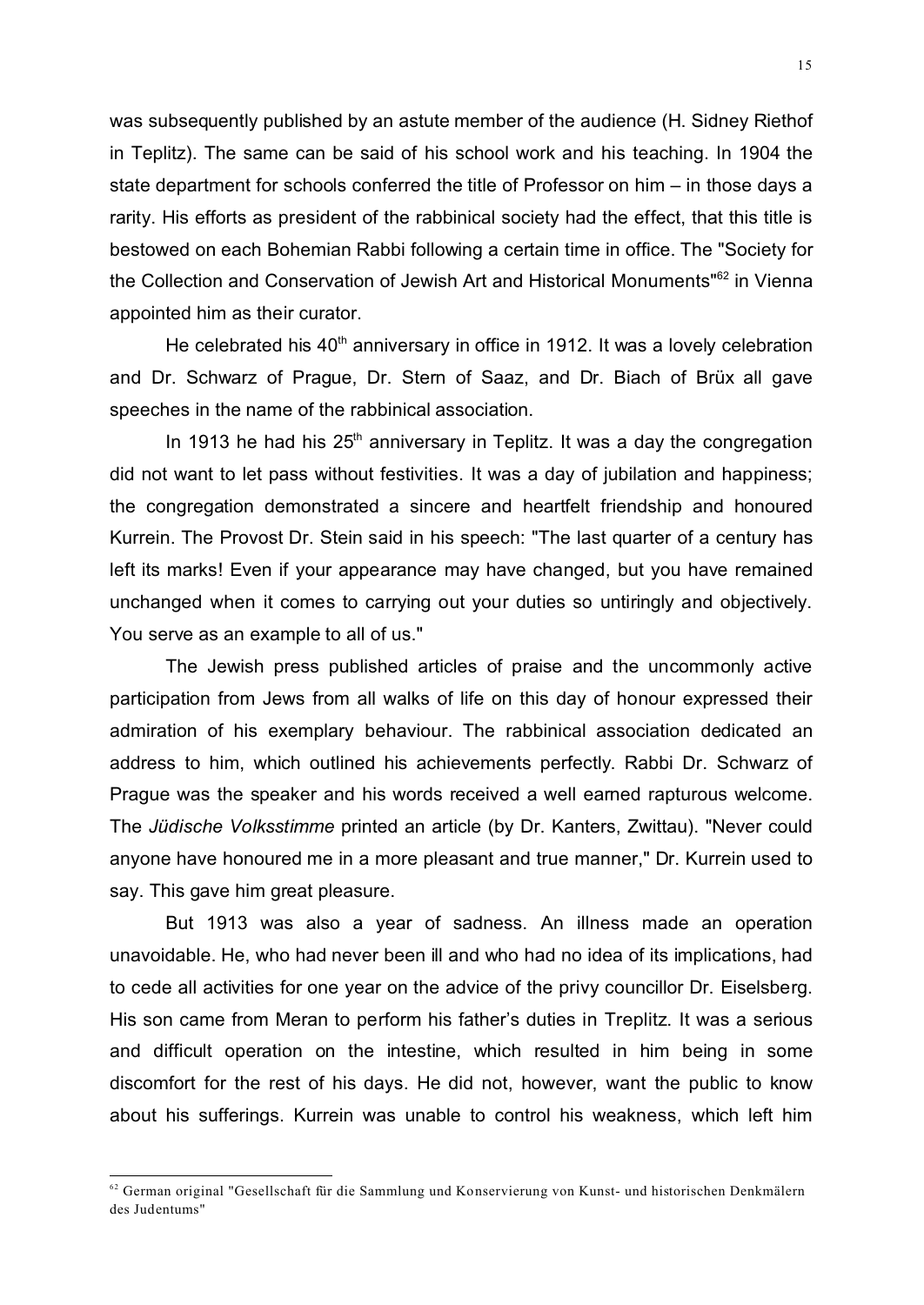was subsequently published by an astute member of the audience (H. Sidney Riethof in Teplitz). The same can be said of his school work and his teaching. In 1904 the state department for schools conferred the title of Professor on him – in those days a rarity. His efforts as president of the rabbinical society had the effect, that this title is bestowed on each Bohemian Rabbi following a certain time in office. The "Society for the Collection and Conservation of Jewish Art and Historical Monuments"[62] in Vienna appointed him as their curator.

He celebrated his 40th anniversary in office in 1912. It was a lovely celebration and Dr. Schwarz of Prague, Dr. Stern of Saaz, and Dr. Biach of Brüx all gave speeches in the name of the rabbinical association.

In 1913 he had his 25th anniversary in Teplitz. It was a day the congregation did not want to let pass without festivities. It was a day of jubilation and happiness; the congregation demonstrated a sincere and heartfelt friendship and honoured Kurrein. The Provost Dr. Stein said in his speech: "The last quarter of a century has left its marks! Even if your appearance may have changed, but you have remained unchanged when it comes to carrying out your duties so untiringly and objectively. You serve as an example to all of us."

The Jewish press published articles of praise and the uncommonly active participation from Jews from all walks of life on this day of honour expressed their admiration of his exemplary behaviour. The rabbinical association dedicated an address to him, which outlined his achievements perfectly. Rabbi Dr. Schwarz of Prague was the speaker and his words received a well earned rapturous welcome. The *Jüdische Volksstimme* printed an article (by Dr. Kanters, Zwittau). "Never could anyone have honoured me in a more pleasant and true manner," Dr. Kurrein used to say. This gave him great pleasure.

But 1913 was also a year of sadness. An illness made an operation unavoidable. He, who had never been ill and who had no idea of its implications, had to cede all activities for one year on the advice of the privy councillor Dr. Eiselsberg. His son came from Meran to perform his father's duties in Treplitz. It was a serious and difficult operation on the intestine, which resulted in him being in some discomfort for the rest of his days. He did not, however, want the public to know about his sufferings. Kurrein was unable to control his weakness, which left him

---

[62] German original "Gesellschaft für die Sammlung und Konservierung von Kunst- und historischen Denkmälern des Judentums"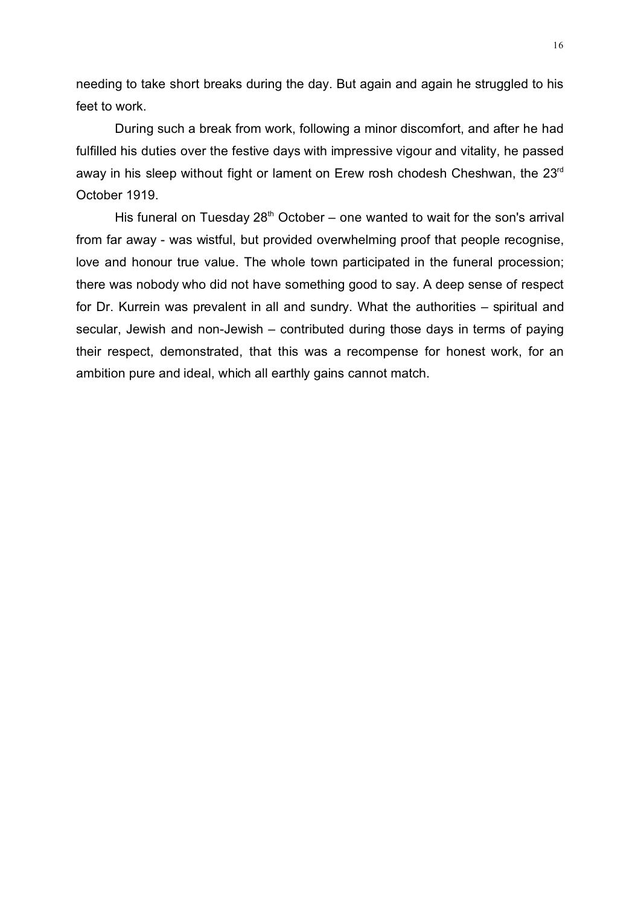needing to take short breaks during the day. But again and again he struggled to his feet to work.

During such a break from work, following a minor discomfort, and after he had fulfilled his duties over the festive days with impressive vigour and vitality, he passed away in his sleep without fight or lament on Erew rosh chodesh Cheshwan, the 23rd October 1919.

His funeral on Tuesday 28th October – one wanted to wait for the son's arrival from far away - was wistful, but provided overwhelming proof that people recognise, love and honour true value. The whole town participated in the funeral procession; there was nobody who did not have something good to say. A deep sense of respect for Dr. Kurrein was prevalent in all and sundry. What the authorities – spiritual and secular, Jewish and non-Jewish – contributed during those days in terms of paying their respect, demonstrated, that this was a recompense for honest work, for an ambition pure and ideal, which all earthly gains cannot match.